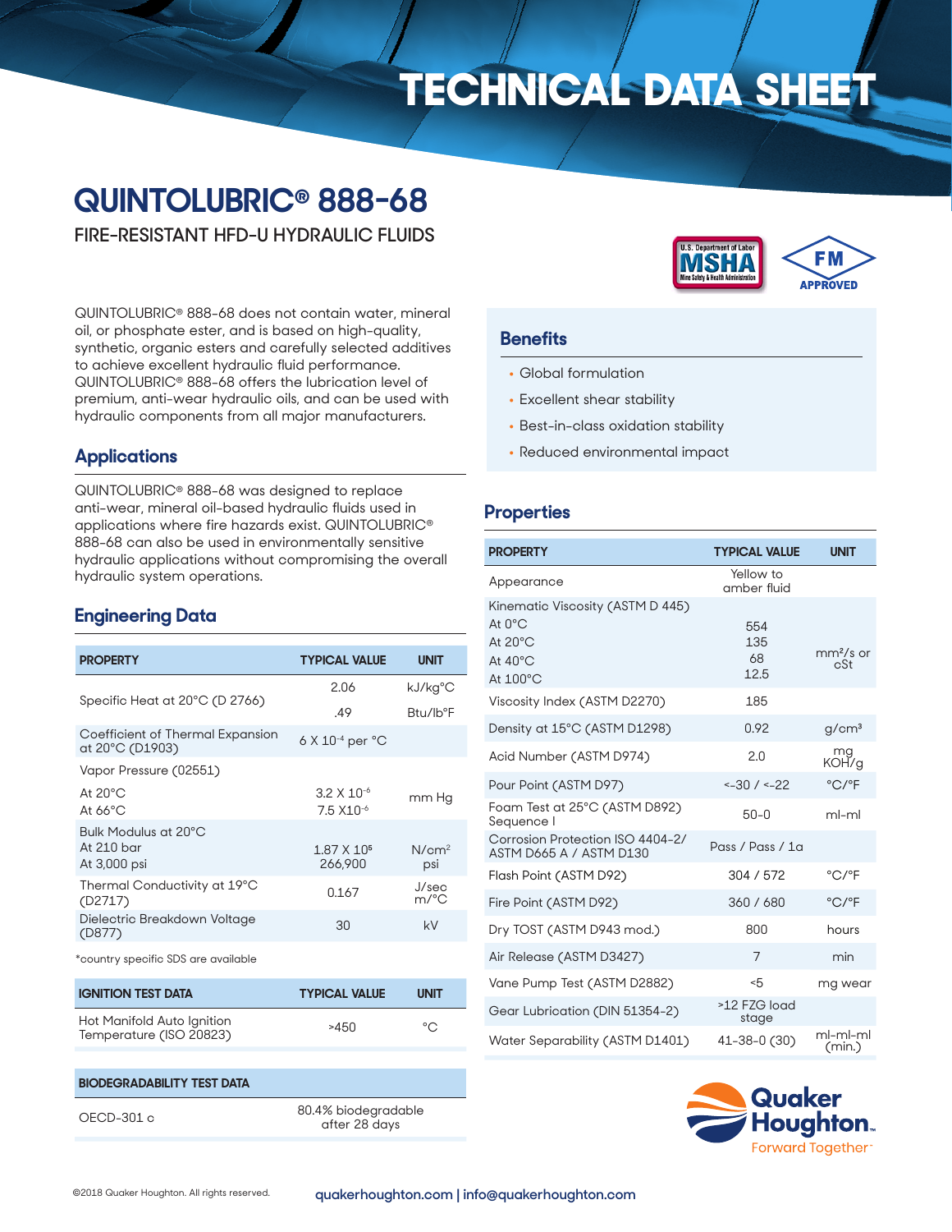# TECHNICAL DATA SHEET

## QUINTOLUBRIC® 888-68

FIRE-RESISTANT HFD-U HYDRAULIC FLUIDS

QUINTOLUBRIC® 888-68 does not contain water, mineral oil, or phosphate ester, and is based on high-quality, synthetic, organic esters and carefully selected additives to achieve excellent hydraulic fluid performance. QUINTOLUBRIC® 888-68 offers the lubrication level of premium, anti-wear hydraulic oils, and can be used with hydraulic components from all major manufacturers.

### Applications

QUINTOLUBRIC® 888-68 was designed to replace anti-wear, mineral oil-based hydraulic fluids used in applications where fire hazards exist. QUINTOLUBRIC® 888-68 can also be used in environmentally sensitive hydraulic applications without compromising the overall hydraulic system operations.

### Engineering Data

| PROPERTY | TYPICAL VALUE | UNIT |
|---|---|---|
| Specific Heat at 20°C (D 2766) | 2.06 | kJ/kg°C |
| | .49 | Btu/lb°F |
| Coefficient of Thermal Expansion at 20°C (D1903) | $6 \times 10^{-4}$ per °C | |
| Vapor Pressure (02551) | | |
| At 20°C<br>At 66°C | $3.2 \times 10^{-6}$<br>$7.5 \times 10^{-6}$ | mm Hg |
| Bulk Modulus at 20°C<br>At 210 bar<br>At 3,000 psi | $1.87 \times 10^{5}$<br>266,900 | $N/cm^2$<br>psi |
| Thermal Conductivity at 19°C (D2717) | 0.167 | J/sec m/°C |
| Dielectric Breakdown Voltage (D877) | 30 | kV |

*country specific SDS are available

| IGNITION TEST DATA | TYPICAL VALUE | UNIT |
|---|---|---|
| Hot Manifold Auto Ignition Temperature (ISO 20823) | >450 | °C |

| BIODEGRADABILITY TEST DATA | |
|---|---|
| OECD-301 c | 80.4% biodegradable after 28 days |

### Benefits

- Global formulation
- Excellent shear stability
- Best-in-class oxidation stability
- Reduced environmental impact

### Properties

| PROPERTY | TYPICAL VALUE | UNIT |
|---|---|---|
| Appearance | Yellow to amber fluid | |
| Kinematic Viscosity (ASTM D 445)<br>At 0°C<br>At 20°C<br>At 40°C<br>At 100°C | <br>554<br>135<br>68<br>12.5 | $mm^2/s$ or cSt |
| Viscosity Index (ASTM D2270) | 185 | |
| Density at 15°C (ASTM D1298) | 0.92 | $g/cm^3$ |
| Acid Number (ASTM D974) | 2.0 | mg KOH/g |
| Pour Point (ASTM D97) | <-30 / <-22 | °C/°F |
| Foam Test at 25°C (ASTM D892) Sequence I | 50-0 | ml-ml |
| Corrosion Protection ISO 4404-2/ ASTM D665 A / ASTM D130 | Pass / Pass / 1a | |
| Flash Point (ASTM D92) | 304 / 572 | °C/°F |
| Fire Point (ASTM D92) | 360 / 680 | °C/°F |
| Dry TOST (ASTM D943 mod.) | 800 | hours |
| Air Release (ASTM D3427) | 7 | min |
| Vane Pump Test (ASTM D2882) | <5 | mg wear |
| Gear Lubrication (DIN 51354-2) | >12 FZG load stage | |
| Water Separability (ASTM D1401) | 41-38-0 (30) | ml-ml-ml (min.) |

Quaker Houghton. Forward Together

©2018 Quaker Houghton. All rights reserved.

quakerhoughton.com | info@quakerhoughton.com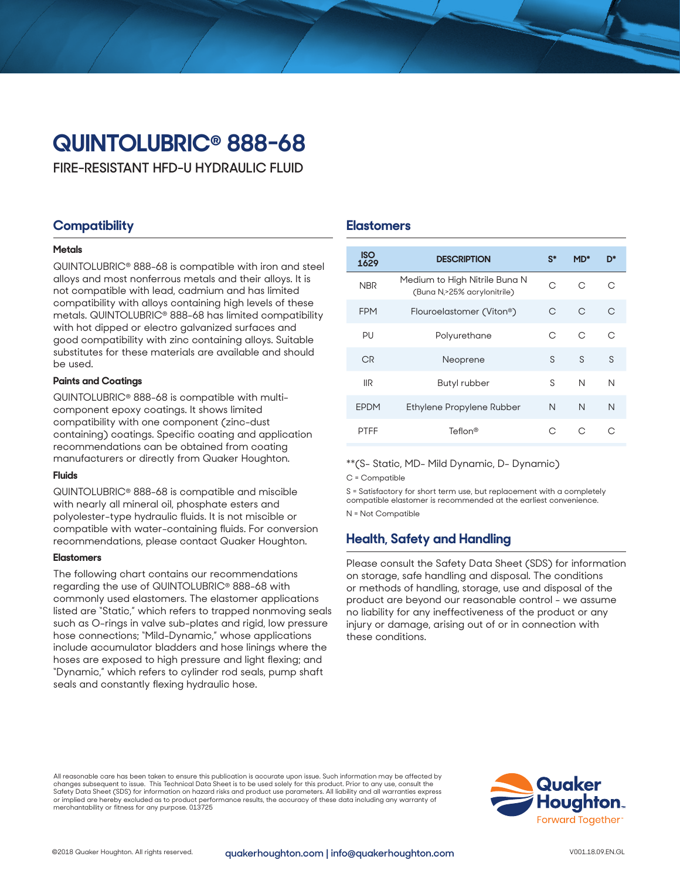# QUINTOLUBRIC® 888-68

FIRE-RESISTANT HFD-U HYDRAULIC FLUID

## Compatibility

### Metals

QUINTOLUBRIC® 888-68 is compatible with iron and steel alloys and most nonferrous metals and their alloys. It is not compatible with lead, cadmium and has limited compatibility with alloys containing high levels of these metals. QUINTOLUBRIC® 888-68 has limited compatibility with hot dipped or electro galvanized surfaces and good compatibility with zinc containing alloys. Suitable substitutes for these materials are available and should be used.

### Paints and Coatings

QUINTOLUBRIC® 888-68 is compatible with multi-component epoxy coatings. It shows limited compatibility with one component (zinc-dust containing) coatings. Specific coating and application recommendations can be obtained from coating manufacturers or directly from Quaker Houghton.

### Fluids

QUINTOLUBRIC® 888-68 is compatible and miscible with nearly all mineral oil, phosphate esters and polyolester-type hydraulic fluids. It is not miscible or compatible with water-containing fluids. For conversion recommendations, please contact Quaker Houghton.

### Elastomers

The following chart contains our recommendations regarding the use of QUINTOLUBRIC® 888-68 with commonly used elastomers. The elastomer applications listed are "Static," which refers to trapped nonmoving seals such as O-rings in valve sub-plates and rigid, low pressure hose connections; "Mild-Dynamic," whose applications include accumulator bladders and hose linings where the hoses are exposed to high pressure and light flexing; and "Dynamic," which refers to cylinder rod seals, pump shaft seals and constantly flexing hydraulic hose.

## Elastomers

| ISO 1629 | DESCRIPTION | S* | MD* | D* |
|---|---|---|---|---|
| NBR | Medium to High Nitrile Buna N (Buna N,>25% acrylonitrile) | C | C | C |
| FPM | Flouroelastomer (Viton®) | C | C | C |
| PU | Polyurethane | C | C | C |
| CR | Neoprene | S | S | S |
| IIR | Butyl rubber | S | N | N |
| EPDM | Ethylene Propylene Rubber | N | N | N |
| PTFF | Teflon® | C | C | C |

**(S- Static, MD- Mild Dynamic, D- Dynamic)

C = Compatible

S = Satisfactory for short term use, but replacement with a completely compatible elastomer is recommended at the earliest convenience.

N = Not Compatible

## Health, Safety and Handling

Please consult the Safety Data Sheet (SDS) for information on storage, safe handling and disposal. The conditions or methods of handling, storage, use and disposal of the product are beyond our reasonable control - we assume no liability for any ineffectiveness of the product or any injury or damage, arising out of or in connection with these conditions.

All reasonable care has been taken to ensure this publication is accurate upon issue. Such information may be affected by changes subsequent to issue. This Technical Data Sheet is to be used solely for this product. Prior to any use, consult the Safety Data Sheet (SDS) for information on hazard risks and product use parameters. All liability and all warranties express or implied are hereby excluded as to product performance results, the accuracy of these data including any warranty of merchantability or fitness for any purpose. 013725

Quaker Houghton. Forward Together™

©2018 Quaker Houghton. All rights reserved.

quakerhoughton.com | info@quakerhoughton.com

V001.18.09.EN.GL